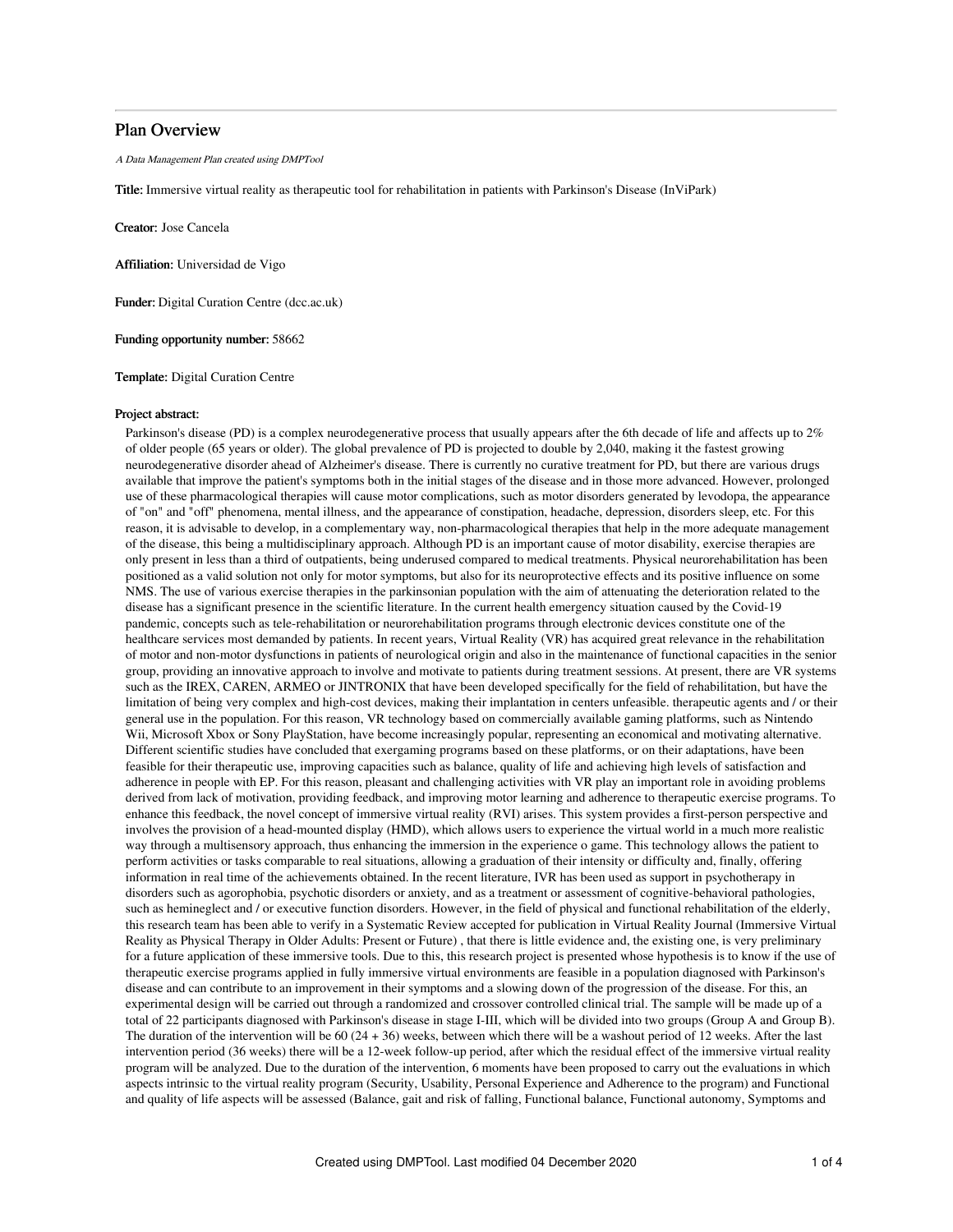# Plan Overview

*A Data Management Plan created using DMPTool*

**Title:** Immersive virtual reality as therapeutic tool for rehabilitation in patients with Parkinson's Disease (InViPark)

**Creator:** Jose Cancela

**Affiliation:** Universidad de Vigo

**Funder:** Digital Curation Centre (dcc.ac.uk)

**Funding opportunity number:** 58662

**Template:** Digital Curation Centre

**Project abstract:**

Parkinson's disease (PD) is a complex neurodegenerative process that usually appears after the 6th decade of life and affects up to 2% of older people (65 years or older). The global prevalence of PD is projected to double by 2,040, making it the fastest growing neurodegenerative disorder ahead of Alzheimer's disease. There is currently no curative treatment for PD, but there are various drugs available that improve the patient's symptoms both in the initial stages of the disease and in those more advanced. However, prolonged use of these pharmacological therapies will cause motor complications, such as motor disorders generated by levodopa, the appearance of "on" and "off" phenomena, mental illness, and the appearance of constipation, headache, depression, disorders sleep, etc. For this reason, it is advisable to develop, in a complementary way, non-pharmacological therapies that help in the more adequate management of the disease, this being a multidisciplinary approach. Although PD is an important cause of motor disability, exercise therapies are only present in less than a third of outpatients, being underused compared to medical treatments. Physical neurorehabilitation has been positioned as a valid solution not only for motor symptoms, but also for its neuroprotective effects and its positive influence on some NMS. The use of various exercise therapies in the parkinsonian population with the aim of attenuating the deterioration related to the disease has a significant presence in the scientific literature. In the current health emergency situation caused by the Covid-19 pandemic, concepts such as tele-rehabilitation or neurorehabilitation programs through electronic devices constitute one of the healthcare services most demanded by patients. In recent years, Virtual Reality (VR) has acquired great relevance in the rehabilitation of motor and non-motor dysfunctions in patients of neurological origin and also in the maintenance of functional capacities in the senior group, providing an innovative approach to involve and motivate to patients during treatment sessions. At present, there are VR systems such as the IREX, CAREN, ARMEO or JINTRONIX that have been developed specifically for the field of rehabilitation, but have the limitation of being very complex and high-cost devices, making their implantation in centers unfeasible. therapeutic agents and / or their general use in the population. For this reason, VR technology based on commercially available gaming platforms, such as Nintendo Wii, Microsoft Xbox or Sony PlayStation, have become increasingly popular, representing an economical and motivating alternative. Different scientific studies have concluded that exergaming programs based on these platforms, or on their adaptations, have been feasible for their therapeutic use, improving capacities such as balance, quality of life and achieving high levels of satisfaction and adherence in people with EP. For this reason, pleasant and challenging activities with VR play an important role in avoiding problems derived from lack of motivation, providing feedback, and improving motor learning and adherence to therapeutic exercise programs. To enhance this feedback, the novel concept of immersive virtual reality (RVI) arises. This system provides a first-person perspective and involves the provision of a head-mounted display (HMD), which allows users to experience the virtual world in a much more realistic way through a multisensory approach, thus enhancing the immersion in the experience o game. This technology allows the patient to perform activities or tasks comparable to real situations, allowing a graduation of their intensity or difficulty and, finally, offering information in real time of the achievements obtained. In the recent literature, IVR has been used as support in psychotherapy in disorders such as agorophobia, psychotic disorders or anxiety, and as a treatment or assessment of cognitive-behavioral pathologies, such as hemineglect and / or executive function disorders. However, in the field of physical and functional rehabilitation of the elderly, this research team has been able to verify in a Systematic Review accepted for publication in Virtual Reality Journal (Immersive Virtual Reality as Physical Therapy in Older Adults: Present or Future) , that there is little evidence and, the existing one, is very preliminary for a future application of these immersive tools. Due to this, this research project is presented whose hypothesis is to know if the use of therapeutic exercise programs applied in fully immersive virtual environments are feasible in a population diagnosed with Parkinson's disease and can contribute to an improvement in their symptoms and a slowing down of the progression of the disease. For this, an experimental design will be carried out through a randomized and crossover controlled clinical trial. The sample will be made up of a total of 22 participants diagnosed with Parkinson's disease in stage I-III, which will be divided into two groups (Group A and Group B). The duration of the intervention will be 60 (24 + 36) weeks, between which there will be a washout period of 12 weeks. After the last intervention period (36 weeks) there will be a 12-week follow-up period, after which the residual effect of the immersive virtual reality program will be analyzed. Due to the duration of the intervention, 6 moments have been proposed to carry out the evaluations in which aspects intrinsic to the virtual reality program (Security, Usability, Personal Experience and Adherence to the program) and Functional and quality of life aspects will be assessed (Balance, gait and risk of falling, Functional balance, Functional autonomy, Symptoms and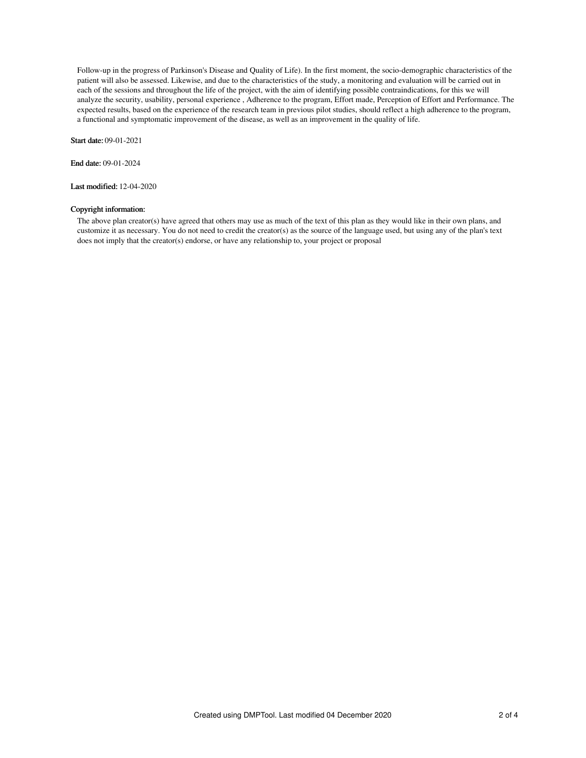Follow-up in the progress of Parkinson's Disease and Quality of Life). In the first moment, the socio-demographic characteristics of the patient will also be assessed. Likewise, and due to the characteristics of the study, a monitoring and evaluation will be carried out in each of the sessions and throughout the life of the project, with the aim of identifying possible contraindications, for this we will analyze the security, usability, personal experience , Adherence to the program, Effort made, Perception of Effort and Performance. The expected results, based on the experience of the research team in previous pilot studies, should reflect a high adherence to the program, a functional and symptomatic improvement of the disease, as well as an improvement in the quality of life.

**Start date:** 09-01-2021

**End date:** 09-01-2024

**Last modified:** 12-04-2020

**Copyright information:**

The above plan creator(s) have agreed that others may use as much of the text of this plan as they would like in their own plans, and customize it as necessary. You do not need to credit the creator(s) as the source of the language used, but using any of the plan's text does not imply that the creator(s) endorse, or have any relationship to, your project or proposal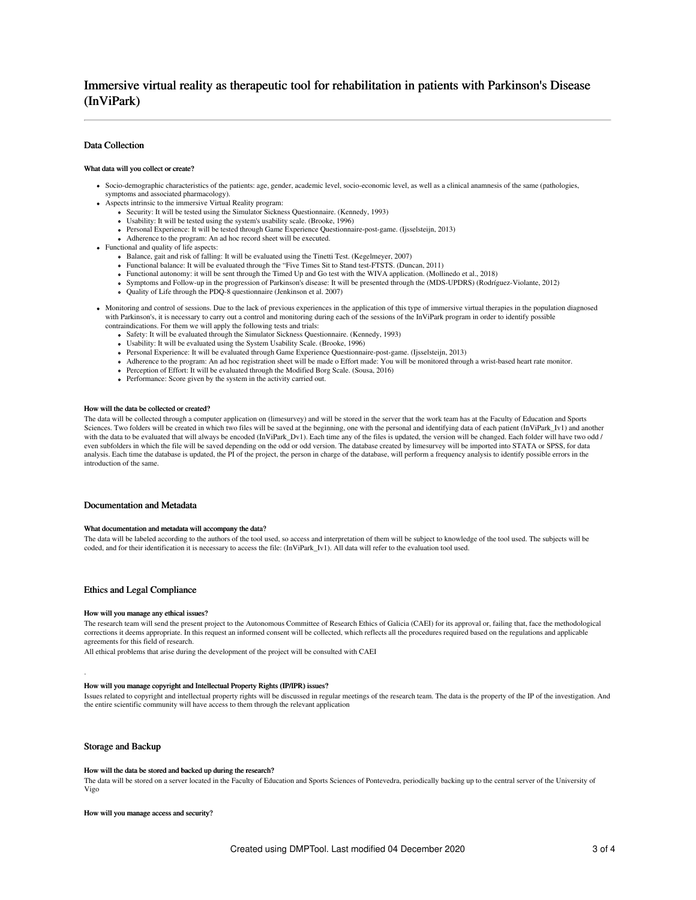# Immersive virtual reality as therapeutic tool for rehabilitation in patients with Parkinson's Disease (InViPark)

## Data Collection

### What data will you collect or create?

- Socio-demographic characteristics of the patients: age, gender, academic level, socio-economic level, as well as a clinical anamnesis of the same (pathologies, symptoms and associated pharmacology).
- Aspects intrinsic to the immersive Virtual Reality program:
  - Security: It will be tested using the Simulator Sickness Questionnaire. (Kennedy, 1993)
  - Usability: It will be tested using the system's usability scale. (Brooke, 1996)
  - Personal Experience: It will be tested through Game Experience Questionnaire-post-game. (Ijsselsteijn, 2013)
  - Adherence to the program: An ad hoc record sheet will be executed.
- Functional and quality of life aspects:
  - Balance, gait and risk of falling: It will be evaluated using the Tinetti Test. (Kegelmeyer, 2007)
  - Functional balance: It will be evaluated through the "Five Times Sit to Stand test-FTSTS. (Duncan, 2011)
  - Functional autonomy: it will be sent through the Timed Up and Go test with the WIVA application. (Mollinedo et al., 2018)
  - Symptoms and Follow-up in the progression of Parkinson's disease: It will be presented through the (MDS-UPDRS) (Rodríguez-Violante, 2012)
  - Quality of Life through the PDQ-8 questionnaire (Jenkinson et al. 2007)
- Monitoring and control of sessions. Due to the lack of previous experiences in the application of this type of immersive virtual therapies in the population diagnosed with Parkinson's, it is necessary to carry out a control and monitoring during each of the sessions of the InViPark program in order to identify possible contraindications. For them we will apply the following tests and trials:
  - Safety: It will be evaluated through the Simulator Sickness Questionnaire. (Kennedy, 1993)
  - Usability: It will be evaluated using the System Usability Scale. (Brooke, 1996)
  - Personal Experience: It will be evaluated through Game Experience Questionnaire-post-game. (Ijsselsteijn, 2013)
  - Adherence to the program: An ad hoc registration sheet will be made o Effort made: You will be monitored through a wrist-based heart rate monitor.
  - Perception of Effort: It will be evaluated through the Modified Borg Scale. (Sousa, 2016)
  - Performance: Score given by the system in the activity carried out.

### How will the data be collected or created?

The data will be collected through a computer application on (limesurvey) and will be stored in the server that the work team has at the Faculty of Education and Sports Sciences. Two folders will be created in which two files will be saved at the beginning, one with the personal and identifying data of each patient (InViPark_Iv1) and another with the data to be evaluated that will always be encoded (InViPark_Dv1). Each time any of the files is updated, the version will be changed. Each folder will have two odd / even subfolders in which the file will be saved depending on the odd or odd version. The database created by limesurvey will be imported into STATA or SPSS, for data analysis. Each time the database is updated, the PI of the project, the person in charge of the database, will perform a frequency analysis to identify possible errors in the introduction of the same.

## Documentation and Metadata

### What documentation and metadata will accompany the data?

The data will be labeled according to the authors of the tool used, so access and interpretation of them will be subject to knowledge of the tool used. The subjects will be coded, and for their identification it is necessary to access the file: (InViPark_Iv1). All data will refer to the evaluation tool used.

## Ethics and Legal Compliance

### How will you manage any ethical issues?

The research team will send the present project to the Autonomous Committee of Research Ethics of Galicia (CAEI) for its approval or, failing that, face the methodological corrections it deems appropriate. In this request an informed consent will be collected, which reflects all the procedures required based on the regulations and applicable agreements for this field of research.

All ethical problems that arise during the development of the project will be consulted with CAEI

.

### How will you manage copyright and Intellectual Property Rights (IP/IPR) issues?

Issues related to copyright and intellectual property rights will be discussed in regular meetings of the research team. The data is the property of the IP of the investigation. And the entire scientific community will have access to them through the relevant application

## Storage and Backup

### How will the data be stored and backed up during the research?

The data will be stored on a server located in the Faculty of Education and Sports Sciences of Pontevedra, periodically backing up to the central server of the University of Vigo

### How will you manage access and security?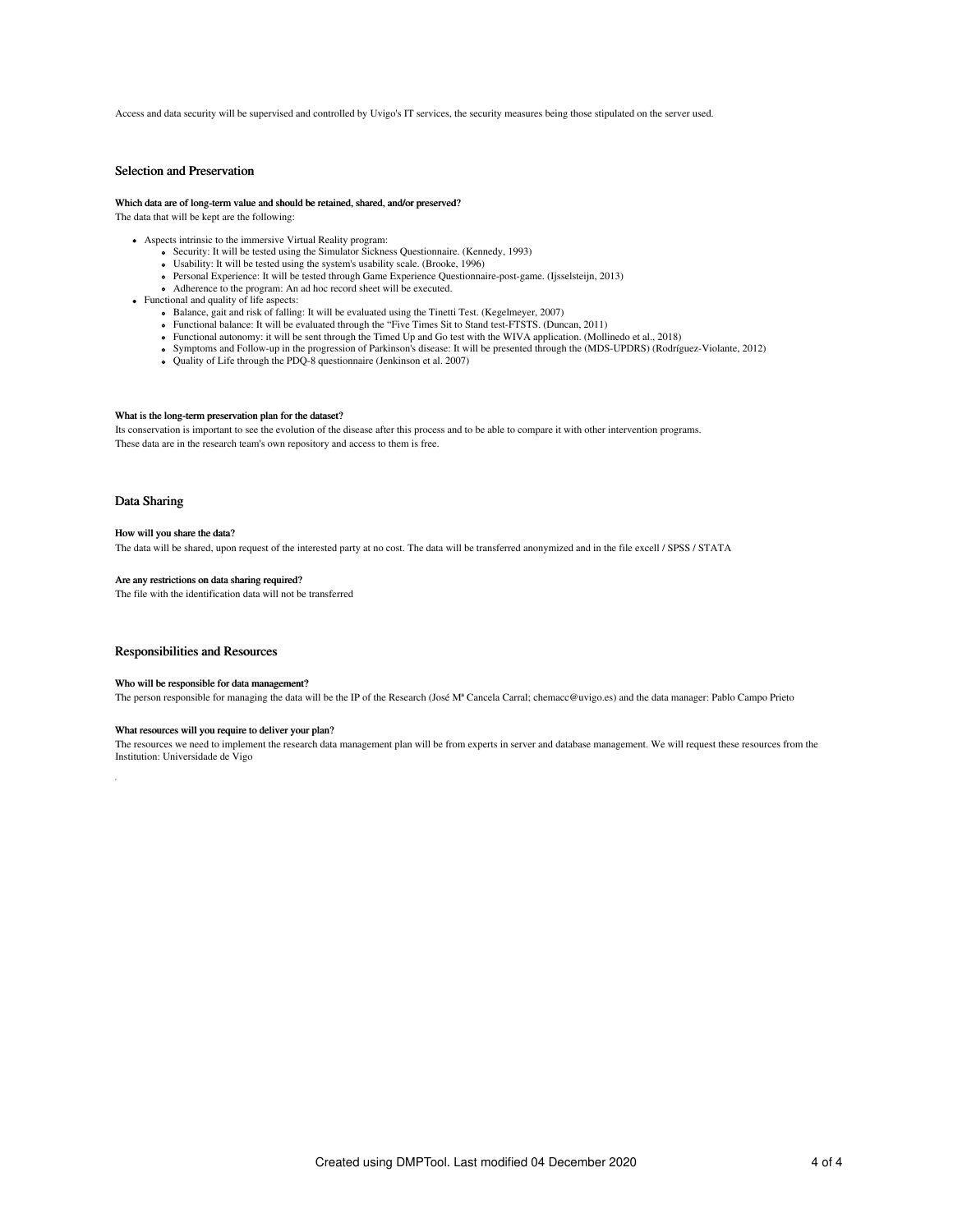Access and data security will be supervised and controlled by Uvigo's IT services, the security measures being those stipulated on the server used.

## Selection and Preservation

**Which data are of long-term value and should be retained, shared, and/or preserved?**

The data that will be kept are the following:

- Aspects intrinsic to the immersive Virtual Reality program:
  - Security: It will be tested using the Simulator Sickness Questionnaire. (Kennedy, 1993)
  - Usability: It will be tested using the system's usability scale. (Brooke, 1996)
  - Personal Experience: It will be tested through Game Experience Questionnaire-post-game. (Ijsselsteijn, 2013)
  - Adherence to the program: An ad hoc record sheet will be executed.
- Functional and quality of life aspects:
  - Balance, gait and risk of falling: It will be evaluated using the Tinetti Test. (Kegelmeyer, 2007)
  - Functional balance: It will be evaluated through the "Five Times Sit to Stand test-FTSTS. (Duncan, 2011)
  - Functional autonomy: it will be sent through the Timed Up and Go test with the WIVA application. (Mollinedo et al., 2018)
  - Symptoms and Follow-up in the progression of Parkinson's disease: It will be presented through the (MDS-UPDRS) (Rodríguez-Violante, 2012)
  - Quality of Life through the PDQ-8 questionnaire (Jenkinson et al. 2007)

**What is the long-term preservation plan for the dataset?**

Its conservation is important to see the evolution of the disease after this process and to be able to compare it with other intervention programs.

These data are in the research team's own repository and access to them is free.

## Data Sharing

**How will you share the data?**

The data will be shared, upon request of the interested party at no cost. The data will be transferred anonymized and in the file excell / SPSS / STATA

**Are any restrictions on data sharing required?**

The file with the identification data will not be transferred

## Responsibilities and Resources

**Who will be responsible for data management?**

The person responsible for managing the data will be the IP of the Research (José Mª Cancela Carral; chemacc@uvigo.es) and the data manager: Pablo Campo Prieto

**What resources will you require to deliver your plan?**

The resources we need to implement the research data management plan will be from experts in server and database management. We will request these resources from the Institution: Universidade de Vigo

Created using DMPTool. Last modified 04 December 2020